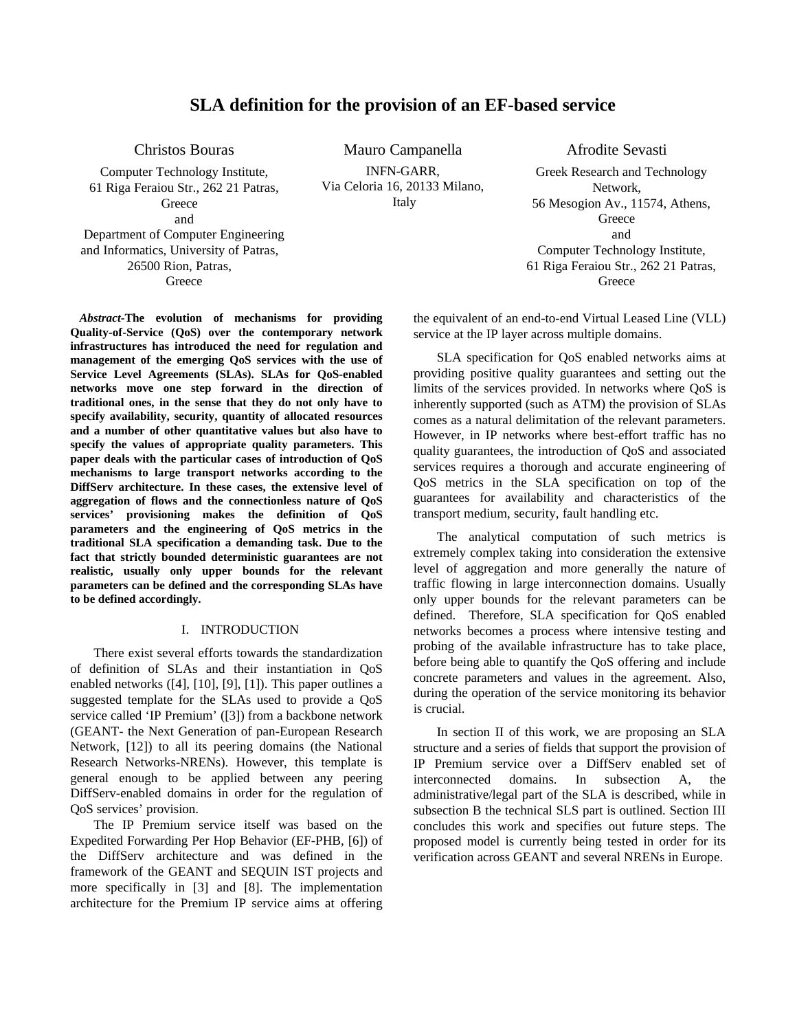# SLA definition for the provision of an EF-based service

Christos Bouras
Computer Technology Institute,
61 Riga Feraiou Str., 262 21 Patras, Greece
and
Department of Computer Engineering and Informatics, University of Patras,
26500 Rion, Patras,
Greece

Mauro Campanella
INFN-GARR,
Via Celoria 16, 20133 Milano,
Italy

Afrodite Sevasti
Greek Research and Technology Network,
56 Mesogion Av., 11574, Athens,
Greece
and
Computer Technology Institute,
61 Riga Feraiou Str., 262 21 Patras,
Greece

***Abstract*-The evolution of mechanisms for providing Quality-of-Service (QoS) over the contemporary network infrastructures has introduced the need for regulation and management of the emerging QoS services with the use of Service Level Agreements (SLAs). SLAs for QoS-enabled networks move one step forward in the direction of traditional ones, in the sense that they do not only have to specify availability, security, quantity of allocated resources and a number of other quantitative values but also have to specify the values of appropriate quality parameters. This paper deals with the particular cases of introduction of QoS mechanisms to large transport networks according to the DiffServ architecture. In these cases, the extensive level of aggregation of flows and the connectionless nature of QoS services' provisioning makes the definition of QoS parameters and the engineering of QoS metrics in the traditional SLA specification a demanding task. Due to the fact that strictly bounded deterministic guarantees are not realistic, usually only upper bounds for the relevant parameters can be defined and the corresponding SLAs have to be defined accordingly.**

## I. INTRODUCTION

There exist several efforts towards the standardization of definition of SLAs and their instantiation in QoS enabled networks ([4], [10], [9], [1]). This paper outlines a suggested template for the SLAs used to provide a QoS service called 'IP Premium' ([3]) from a backbone network (GEANT- the Next Generation of pan-European Research Network, [12]) to all its peering domains (the National Research Networks-NRENs). However, this template is general enough to be applied between any peering DiffServ-enabled domains in order for the regulation of QoS services' provision.

The IP Premium service itself was based on the Expedited Forwarding Per Hop Behavior (EF-PHB, [6]) of the DiffServ architecture and was defined in the framework of the GEANT and SEQUIN IST projects and more specifically in [3] and [8]. The implementation architecture for the Premium IP service aims at offering the equivalent of an end-to-end Virtual Leased Line (VLL) service at the IP layer across multiple domains.

SLA specification for QoS enabled networks aims at providing positive quality guarantees and setting out the limits of the services provided. In networks where QoS is inherently supported (such as ATM) the provision of SLAs comes as a natural delimitation of the relevant parameters. However, in IP networks where best-effort traffic has no quality guarantees, the introduction of QoS and associated services requires a thorough and accurate engineering of QoS metrics in the SLA specification on top of the guarantees for availability and characteristics of the transport medium, security, fault handling etc.

The analytical computation of such metrics is extremely complex taking into consideration the extensive level of aggregation and more generally the nature of traffic flowing in large interconnection domains. Usually only upper bounds for the relevant parameters can be defined. Therefore, SLA specification for QoS enabled networks becomes a process where intensive testing and probing of the available infrastructure has to take place, before being able to quantify the QoS offering and include concrete parameters and values in the agreement. Also, during the operation of the service monitoring its behavior is crucial.

In section II of this work, we are proposing an SLA structure and a series of fields that support the provision of IP Premium service over a DiffServ enabled set of interconnected domains. In subsection A, the administrative/legal part of the SLA is described, while in subsection B the technical SLS part is outlined. Section III concludes this work and specifies out future steps. The proposed model is currently being tested in order for its verification across GEANT and several NRENs in Europe.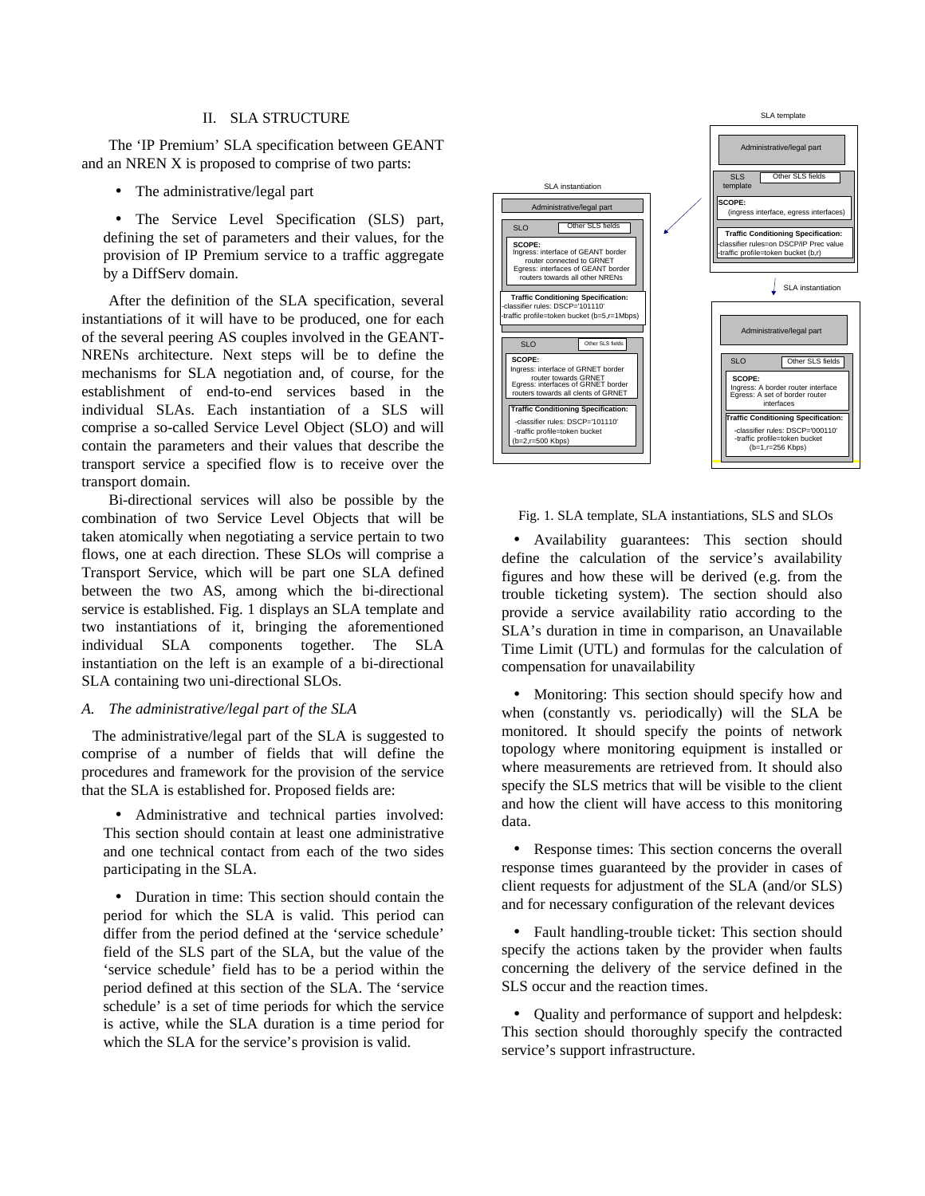## II. SLA STRUCTURE

The 'IP Premium' SLA specification between GEANT and an NREN X is proposed to comprise of two parts:

- The administrative/legal part
- The Service Level Specification (SLS) part, defining the set of parameters and their values, for the provision of IP Premium service to a traffic aggregate by a DiffServ domain.

After the definition of the SLA specification, several instantiations of it will have to be produced, one for each of the several peering AS couples involved in the GEANT-NRENs architecture. Next steps will be to define the mechanisms for SLA negotiation and, of course, for the establishment of end-to-end services based in the individual SLAs. Each instantiation of a SLS will comprise a so-called Service Level Object (SLO) and will contain the parameters and their values that describe the transport service a specified flow is to receive over the transport domain.

Bi-directional services will also be possible by the combination of two Service Level Objects that will be taken atomically when negotiating a service pertain to two flows, one at each direction. These SLOs will comprise a Transport Service, which will be part one SLA defined between the two AS, among which the bi-directional service is established. Fig. 1 displays an SLA template and two instantiations of it, bringing the aforementioned individual SLA components together. The SLA instantiation on the left is an example of a bi-directional SLA containing two uni-directional SLOs.

### A. The administrative/legal part of the SLA

The administrative/legal part of the SLA is suggested to comprise of a number of fields that will define the procedures and framework for the provision of the service that the SLA is established for. Proposed fields are:

- Administrative and technical parties involved: This section should contain at least one administrative and one technical contact from each of the two sides participating in the SLA.
- Duration in time: This section should contain the period for which the SLA is valid. This period can differ from the period defined at the 'service schedule' field of the SLS part of the SLA, but the value of the 'service schedule' field has to be a period within the period defined at this section of the SLA. The 'service schedule' is a set of time periods for which the service is active, while the SLA duration is a time period for which the SLA for the service's provision is valid.

Fig. 1. SLA template, SLA instantiations, SLS and SLOs

- Availability guarantees: This section should define the calculation of the service's availability figures and how these will be derived (e.g. from the trouble ticketing system). The section should also provide a service availability ratio according to the SLA's duration in time in comparison, an Unavailable Time Limit (UTL) and formulas for the calculation of compensation for unavailability
- Monitoring: This section should specify how and when (constantly vs. periodically) will the SLA be monitored. It should specify the points of network topology where monitoring equipment is installed or where measurements are retrieved from. It should also specify the SLS metrics that will be visible to the client and how the client will have access to this monitoring data.
- Response times: This section concerns the overall response times guaranteed by the provider in cases of client requests for adjustment of the SLA (and/or SLS) and for necessary configuration of the relevant devices
- Fault handling-trouble ticket: This section should specify the actions taken by the provider when faults concerning the delivery of the service defined in the SLS occur and the reaction times.
- Quality and performance of support and helpdesk: This section should thoroughly specify the contracted service's support infrastructure.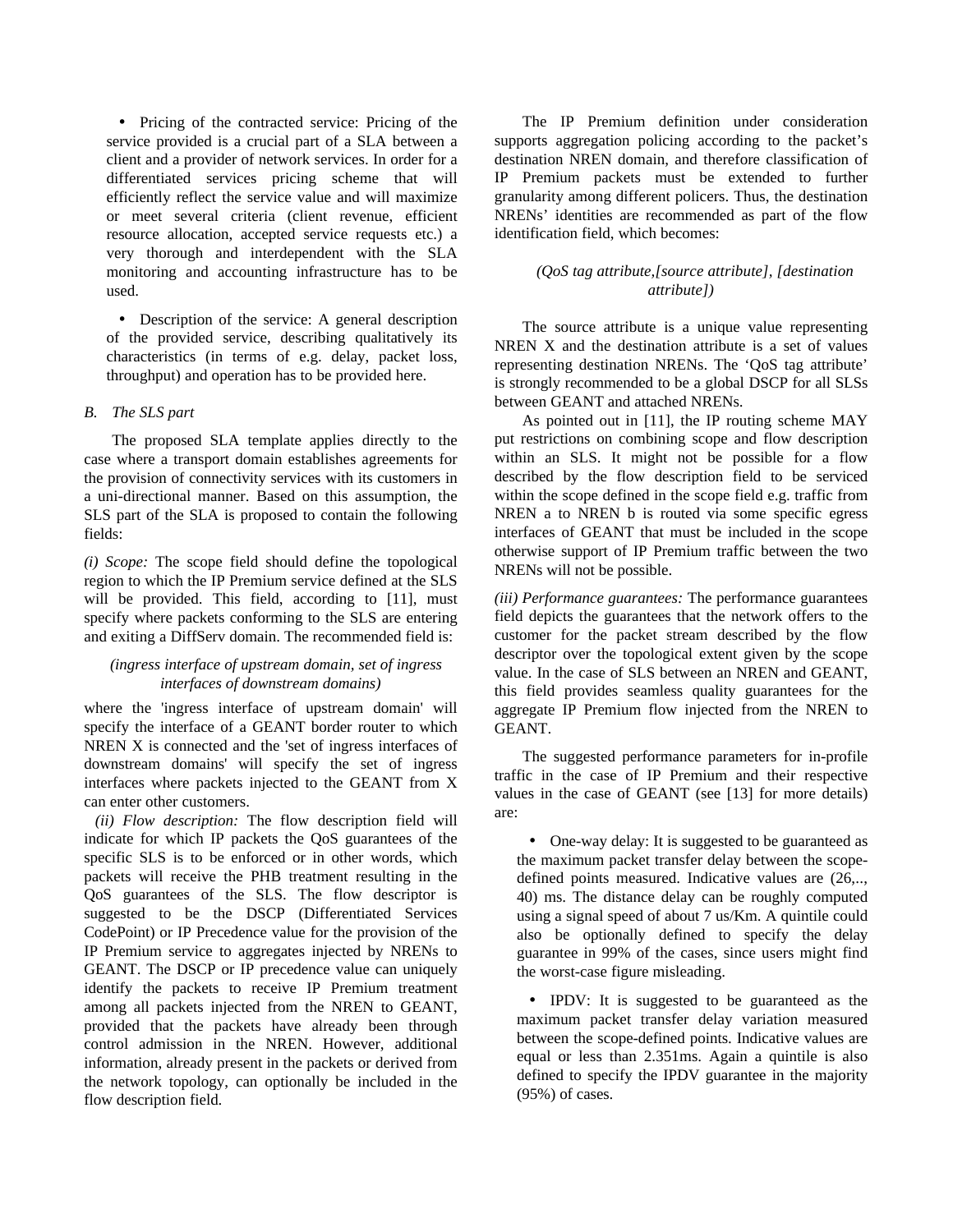- Pricing of the contracted service: Pricing of the service provided is a crucial part of a SLA between a client and a provider of network services. In order for a differentiated services pricing scheme that will efficiently reflect the service value and will maximize or meet several criteria (client revenue, efficient resource allocation, accepted service requests etc.) a very thorough and interdependent with the SLA monitoring and accounting infrastructure has to be used.

- Description of the service: A general description of the provided service, describing qualitatively its characteristics (in terms of e.g. delay, packet loss, throughput) and operation has to be provided here.

### B. The SLS part

The proposed SLA template applies directly to the case where a transport domain establishes agreements for the provision of connectivity services with its customers in a uni-directional manner. Based on this assumption, the SLS part of the SLA is proposed to contain the following fields:

*(i) Scope:* The scope field should define the topological region to which the IP Premium service defined at the SLS will be provided. This field, according to [11], must specify where packets conforming to the SLS are entering and exiting a DiffServ domain. The recommended field is:

*(ingress interface of upstream domain, set of ingress interfaces of downstream domains)*

where the 'ingress interface of upstream domain' will specify the interface of a GEANT border router to which NREN X is connected and the 'set of ingress interfaces of downstream domains' will specify the set of ingress interfaces where packets injected to the GEANT from X can enter other customers.

*(ii) Flow description:* The flow description field will indicate for which IP packets the QoS guarantees of the specific SLS is to be enforced or in other words, which packets will receive the PHB treatment resulting in the QoS guarantees of the SLS. The flow descriptor is suggested to be the DSCP (Differentiated Services CodePoint) or IP Precedence value for the provision of the IP Premium service to aggregates injected by NRENs to GEANT. The DSCP or IP precedence value can uniquely identify the packets to receive IP Premium treatment among all packets injected from the NREN to GEANT, provided that the packets have already been through control admission in the NREN. However, additional information, already present in the packets or derived from the network topology, can optionally be included in the flow description field.

The IP Premium definition under consideration supports aggregation policing according to the packet's destination NREN domain, and therefore classification of IP Premium packets must be extended to further granularity among different policers. Thus, the destination NRENs' identities are recommended as part of the flow identification field, which becomes:

*(QoS tag attribute,[source attribute], [destination attribute])*

The source attribute is a unique value representing NREN X and the destination attribute is a set of values representing destination NRENs. The 'QoS tag attribute' is strongly recommended to be a global DSCP for all SLSs between GEANT and attached NRENs.

As pointed out in [11], the IP routing scheme MAY put restrictions on combining scope and flow description within an SLS. It might not be possible for a flow described by the flow description field to be serviced within the scope defined in the scope field e.g. traffic from NREN a to NREN b is routed via some specific egress interfaces of GEANT that must be included in the scope otherwise support of IP Premium traffic between the two NRENs will not be possible.

*(iii) Performance guarantees:* The performance guarantees field depicts the guarantees that the network offers to the customer for the packet stream described by the flow descriptor over the topological extent given by the scope value. In the case of SLS between an NREN and GEANT, this field provides seamless quality guarantees for the aggregate IP Premium flow injected from the NREN to GEANT.

The suggested performance parameters for in-profile traffic in the case of IP Premium and their respective values in the case of GEANT (see [13] for more details) are:

- One-way delay: It is suggested to be guaranteed as the maximum packet transfer delay between the scope-defined points measured. Indicative values are (26,.., 40) ms. The distance delay can be roughly computed using a signal speed of about 7 us/Km. A quintile could also be optionally defined to specify the delay guarantee in 99% of the cases, since users might find the worst-case figure misleading.

- IPDV: It is suggested to be guaranteed as the maximum packet transfer delay variation measured between the scope-defined points. Indicative values are equal or less than 2.351ms. Again a quintile is also defined to specify the IPDV guarantee in the majority (95%) of cases.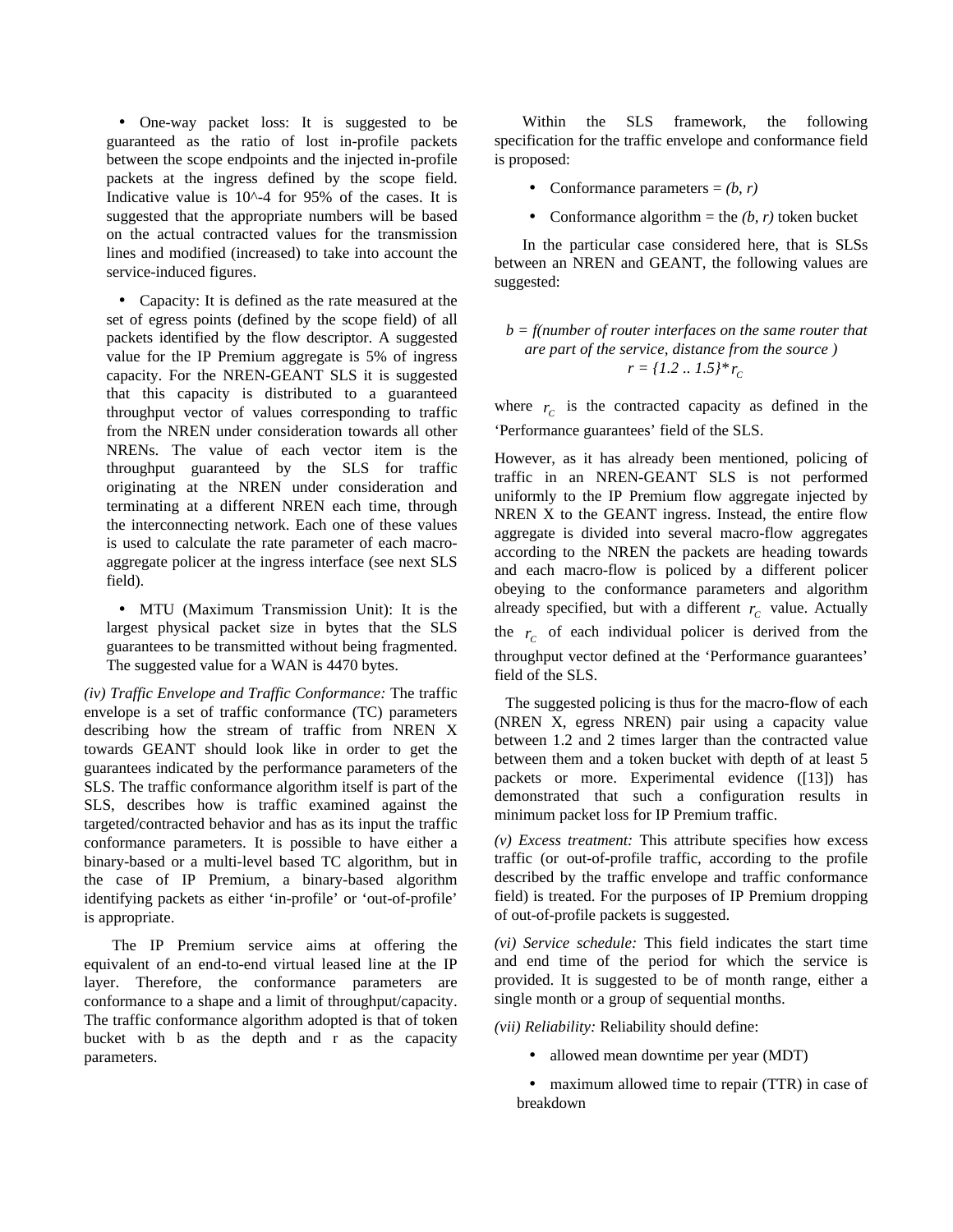- One-way packet loss: It is suggested to be guaranteed as the ratio of lost in-profile packets between the scope endpoints and the injected in-profile packets at the ingress defined by the scope field. Indicative value is 10^-4 for 95% of the cases. It is suggested that the appropriate numbers will be based on the actual contracted values for the transmission lines and modified (increased) to take into account the service-induced figures.

- Capacity: It is defined as the rate measured at the set of egress points (defined by the scope field) of all packets identified by the flow descriptor. A suggested value for the IP Premium aggregate is 5% of ingress capacity. For the NREN-GEANT SLS it is suggested that this capacity is distributed to a guaranteed throughput vector of values corresponding to traffic from the NREN under consideration towards all other NRENs. The value of each vector item is the throughput guaranteed by the SLS for traffic originating at the NREN under consideration and terminating at a different NREN each time, through the interconnecting network. Each one of these values is used to calculate the rate parameter of each macro-aggregate policer at the ingress interface (see next SLS field).

- MTU (Maximum Transmission Unit): It is the largest physical packet size in bytes that the SLS guarantees to be transmitted without being fragmented. The suggested value for a WAN is 4470 bytes.

*(iv) Traffic Envelope and Traffic Conformance:* The traffic envelope is a set of traffic conformance (TC) parameters describing how the stream of traffic from NREN X towards GEANT should look like in order to get the guarantees indicated by the performance parameters of the SLS. The traffic conformance algorithm itself is part of the SLS, describes how is traffic examined against the targeted/contracted behavior and has as its input the traffic conformance parameters. It is possible to have either a binary-based or a multi-level based TC algorithm, but in the case of IP Premium, a binary-based algorithm identifying packets as either 'in-profile' or 'out-of-profile' is appropriate.

The IP Premium service aims at offering the equivalent of an end-to-end virtual leased line at the IP layer. Therefore, the conformance parameters are conformance to a shape and a limit of throughput/capacity. The traffic conformance algorithm adopted is that of token bucket with b as the depth and r as the capacity parameters.

Within the SLS framework, the following specification for the traffic envelope and conformance field is proposed:

- Conformance parameters = *(b, r)*
- Conformance algorithm = the *(b, r)* token bucket

In the particular case considered here, that is SLSs between an NREN and GEANT, the following values are suggested:

*b = f(number of router interfaces on the same router that are part of the service, distance from the source )*

$$r = \{1.2 \,..\, 1.5\} * r_C$$

where $r_C$ is the contracted capacity as defined in the 'Performance guarantees' field of the SLS.

However, as it has already been mentioned, policing of traffic in an NREN-GEANT SLS is not performed uniformly to the IP Premium flow aggregate injected by NREN X to the GEANT ingress. Instead, the entire flow aggregate is divided into several macro-flow aggregates according to the NREN the packets are heading towards and each macro-flow is policed by a different policer obeying to the conformance parameters and algorithm already specified, but with a different $r_C$ value. Actually the $r_C$ of each individual policer is derived from the throughput vector defined at the 'Performance guarantees' field of the SLS.

The suggested policing is thus for the macro-flow of each (NREN X, egress NREN) pair using a capacity value between 1.2 and 2 times larger than the contracted value between them and a token bucket with depth of at least 5 packets or more. Experimental evidence ([13]) has demonstrated that such a configuration results in minimum packet loss for IP Premium traffic.

*(v) Excess treatment:* This attribute specifies how excess traffic (or out-of-profile traffic, according to the profile described by the traffic envelope and traffic conformance field) is treated. For the purposes of IP Premium dropping of out-of-profile packets is suggested.

*(vi) Service schedule:* This field indicates the start time and end time of the period for which the service is provided. It is suggested to be of month range, either a single month or a group of sequential months.

*(vii) Reliability:* Reliability should define:

- allowed mean downtime per year (MDT)
- maximum allowed time to repair (TTR) in case of breakdown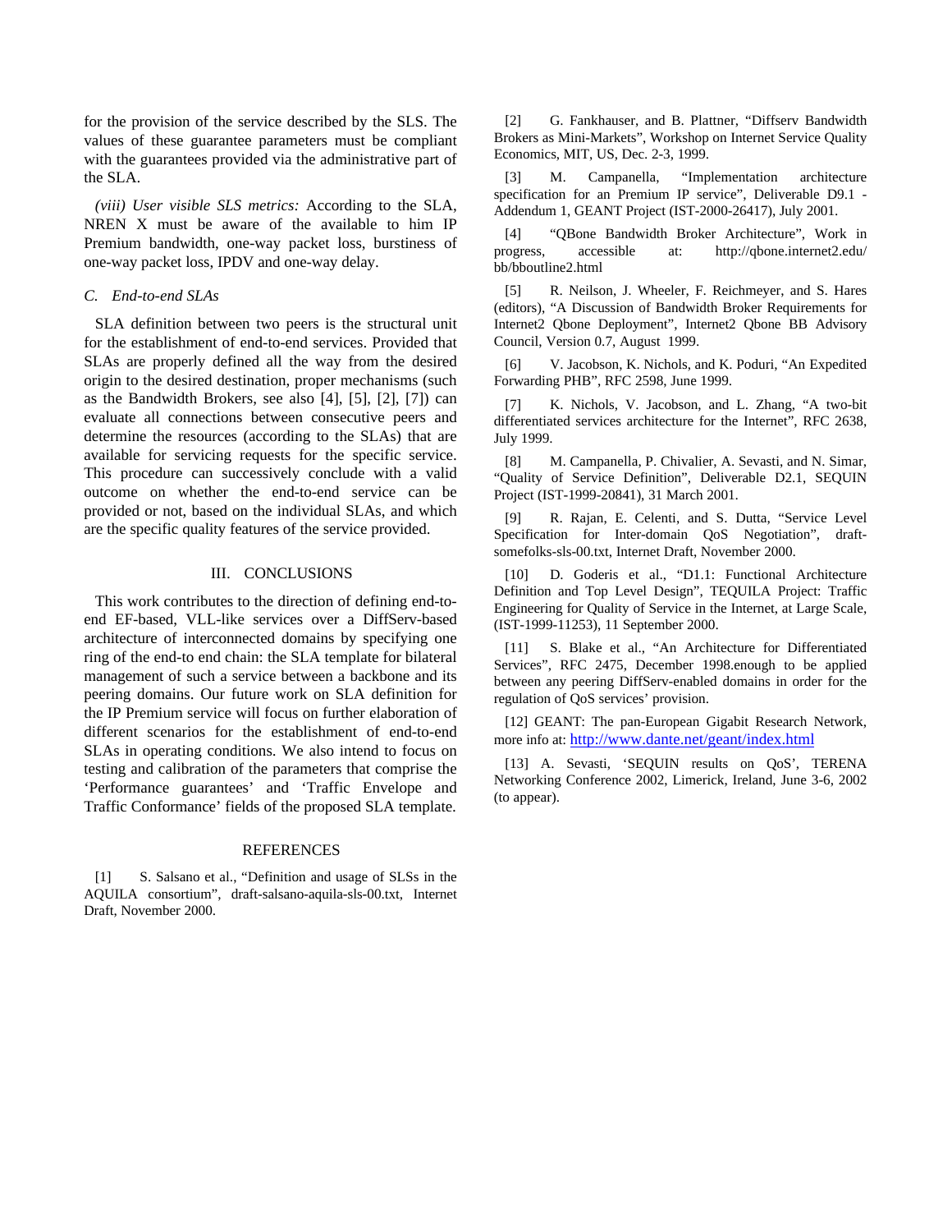for the provision of the service described by the SLS. The values of these guarantee parameters must be compliant with the guarantees provided via the administrative part of the SLA.

*(viii) User visible SLS metrics:* According to the SLA, NREN X must be aware of the available to him IP Premium bandwidth, one-way packet loss, burstiness of one-way packet loss, IPDV and one-way delay.

### C. End-to-end SLAs

SLA definition between two peers is the structural unit for the establishment of end-to-end services. Provided that SLAs are properly defined all the way from the desired origin to the desired destination, proper mechanisms (such as the Bandwidth Brokers, see also [4], [5], [2], [7]) can evaluate all connections between consecutive peers and determine the resources (according to the SLAs) that are available for servicing requests for the specific service. This procedure can successively conclude with a valid outcome on whether the end-to-end service can be provided or not, based on the individual SLAs, and which are the specific quality features of the service provided.

## III. CONCLUSIONS

This work contributes to the direction of defining end-to-end EF-based, VLL-like services over a DiffServ-based architecture of interconnected domains by specifying one ring of the end-to end chain: the SLA template for bilateral management of such a service between a backbone and its peering domains. Our future work on SLA definition for the IP Premium service will focus on further elaboration of different scenarios for the establishment of end-to-end SLAs in operating conditions. We also intend to focus on testing and calibration of the parameters that comprise the 'Performance guarantees' and 'Traffic Envelope and Traffic Conformance' fields of the proposed SLA template.

## REFERENCES

[1] S. Salsano et al., "Definition and usage of SLSs in the AQUILA consortium", draft-salsano-aquila-sls-00.txt, Internet Draft, November 2000.

[2] G. Fankhauser, and B. Plattner, "Diffserv Bandwidth Brokers as Mini-Markets", Workshop on Internet Service Quality Economics, MIT, US, Dec. 2-3, 1999.

[3] M. Campanella, "Implementation architecture specification for an Premium IP service", Deliverable D9.1 - Addendum 1, GEANT Project (IST-2000-26417), July 2001.

[4] "QBone Bandwidth Broker Architecture", Work in progress, accessible at: http://qbone.internet2.edu/bb/bboutline2.html

[5] R. Neilson, J. Wheeler, F. Reichmeyer, and S. Hares (editors), "A Discussion of Bandwidth Broker Requirements for Internet2 Qbone Deployment", Internet2 Qbone BB Advisory Council, Version 0.7, August 1999.

[6] V. Jacobson, K. Nichols, and K. Poduri, "An Expedited Forwarding PHB", RFC 2598, June 1999.

[7] K. Nichols, V. Jacobson, and L. Zhang, "A two-bit differentiated services architecture for the Internet", RFC 2638, July 1999.

[8] M. Campanella, P. Chivalier, A. Sevasti, and N. Simar, "Quality of Service Definition", Deliverable D2.1, SEQUIN Project (IST-1999-20841), 31 March 2001.

[9] R. Rajan, E. Celenti, and S. Dutta, "Service Level Specification for Inter-domain QoS Negotiation", draft-somefolks-sls-00.txt, Internet Draft, November 2000.

[10] D. Goderis et al., "D1.1: Functional Architecture Definition and Top Level Design", TEQUILA Project: Traffic Engineering for Quality of Service in the Internet, at Large Scale, (IST-1999-11253), 11 September 2000.

[11] S. Blake et al., "An Architecture for Differentiated Services", RFC 2475, December 1998.enough to be applied between any peering DiffServ-enabled domains in order for the regulation of QoS services' provision.

[12] GEANT: The pan-European Gigabit Research Network, more info at: http://www.dante.net/geant/index.html

[13] A. Sevasti, 'SEQUIN results on QoS', TERENA Networking Conference 2002, Limerick, Ireland, June 3-6, 2002 (to appear).